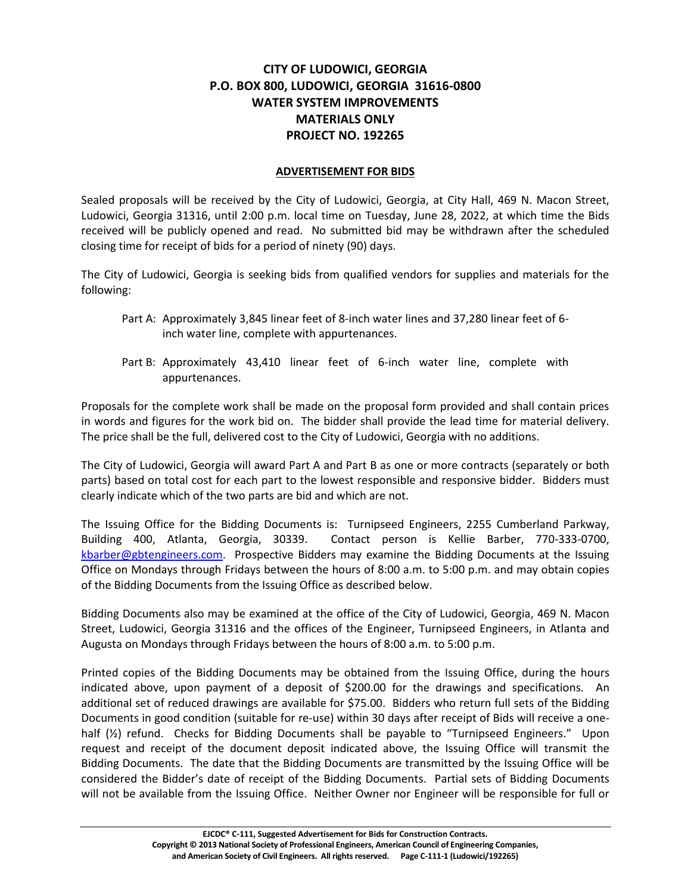# CITY OF LUDOWICI, GEORGIA
# P.O. BOX 800, LUDOWICI, GEORGIA 31616-0800
# WATER SYSTEM IMPROVEMENTS
# MATERIALS ONLY
# PROJECT NO. 192265

## ADVERTISEMENT FOR BIDS

Sealed proposals will be received by the City of Ludowici, Georgia, at City Hall, 469 N. Macon Street, Ludowici, Georgia 31316, until 2:00 p.m. local time on Tuesday, June 28, 2022, at which time the Bids received will be publicly opened and read. No submitted bid may be withdrawn after the scheduled closing time for receipt of bids for a period of ninety (90) days.

The City of Ludowici, Georgia is seeking bids from qualified vendors for supplies and materials for the following:

- Part A: Approximately 3,845 linear feet of 8-inch water lines and 37,280 linear feet of 6-inch water line, complete with appurtenances.
- Part B: Approximately 43,410 linear feet of 6-inch water line, complete with appurtenances.

Proposals for the complete work shall be made on the proposal form provided and shall contain prices in words and figures for the work bid on. The bidder shall provide the lead time for material delivery. The price shall be the full, delivered cost to the City of Ludowici, Georgia with no additions.

The City of Ludowici, Georgia will award Part A and Part B as one or more contracts (separately or both parts) based on total cost for each part to the lowest responsible and responsive bidder. Bidders must clearly indicate which of the two parts are bid and which are not.

The Issuing Office for the Bidding Documents is: Turnipseed Engineers, 2255 Cumberland Parkway, Building 400, Atlanta, Georgia, 30339. Contact person is Kellie Barber, 770-333-0700, kbarber@gbtengineers.com. Prospective Bidders may examine the Bidding Documents at the Issuing Office on Mondays through Fridays between the hours of 8:00 a.m. to 5:00 p.m. and may obtain copies of the Bidding Documents from the Issuing Office as described below.

Bidding Documents also may be examined at the office of the City of Ludowici, Georgia, 469 N. Macon Street, Ludowici, Georgia 31316 and the offices of the Engineer, Turnipseed Engineers, in Atlanta and Augusta on Mondays through Fridays between the hours of 8:00 a.m. to 5:00 p.m.

Printed copies of the Bidding Documents may be obtained from the Issuing Office, during the hours indicated above, upon payment of a deposit of $200.00 for the drawings and specifications. An additional set of reduced drawings are available for $75.00. Bidders who return full sets of the Bidding Documents in good condition (suitable for re-use) within 30 days after receipt of Bids will receive a one-half (½) refund. Checks for Bidding Documents shall be payable to "Turnipseed Engineers." Upon request and receipt of the document deposit indicated above, the Issuing Office will transmit the Bidding Documents. The date that the Bidding Documents are transmitted by the Issuing Office will be considered the Bidder's date of receipt of the Bidding Documents. Partial sets of Bidding Documents will not be available from the Issuing Office. Neither Owner nor Engineer will be responsible for full or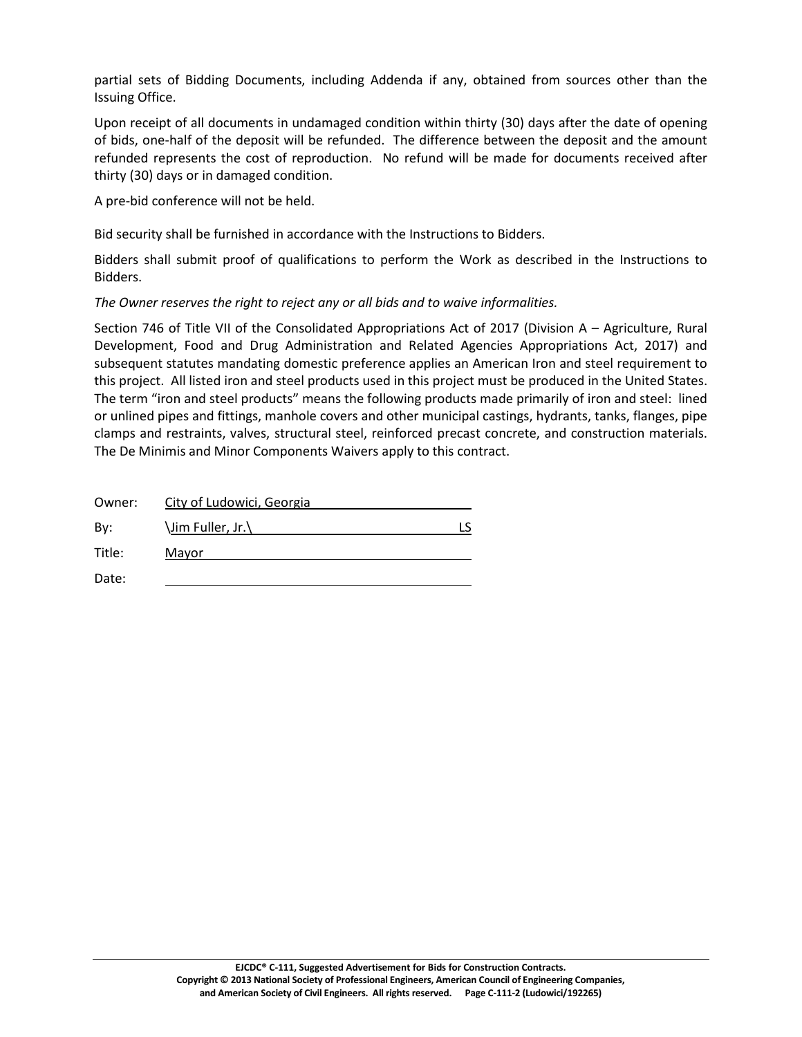partial sets of Bidding Documents, including Addenda if any, obtained from sources other than the Issuing Office.

Upon receipt of all documents in undamaged condition within thirty (30) days after the date of opening of bids, one-half of the deposit will be refunded. The difference between the deposit and the amount refunded represents the cost of reproduction. No refund will be made for documents received after thirty (30) days or in damaged condition.

A pre-bid conference will not be held.

Bid security shall be furnished in accordance with the Instructions to Bidders.

Bidders shall submit proof of qualifications to perform the Work as described in the Instructions to Bidders.

*The Owner reserves the right to reject any or all bids and to waive informalities.*

Section 746 of Title VII of the Consolidated Appropriations Act of 2017 (Division A – Agriculture, Rural Development, Food and Drug Administration and Related Agencies Appropriations Act, 2017) and subsequent statutes mandating domestic preference applies an American Iron and steel requirement to this project. All listed iron and steel products used in this project must be produced in the United States. The term "iron and steel products" means the following products made primarily of iron and steel: lined or unlined pipes and fittings, manhole covers and other municipal castings, hydrants, tanks, flanges, pipe clamps and restraints, valves, structural steel, reinforced precast concrete, and construction materials. The De Minimis and Minor Components Waivers apply to this contract.

Owner: City of Ludowici, Georgia

By: \Jim Fuller, Jr.\ LS

Title: Mayor

Date: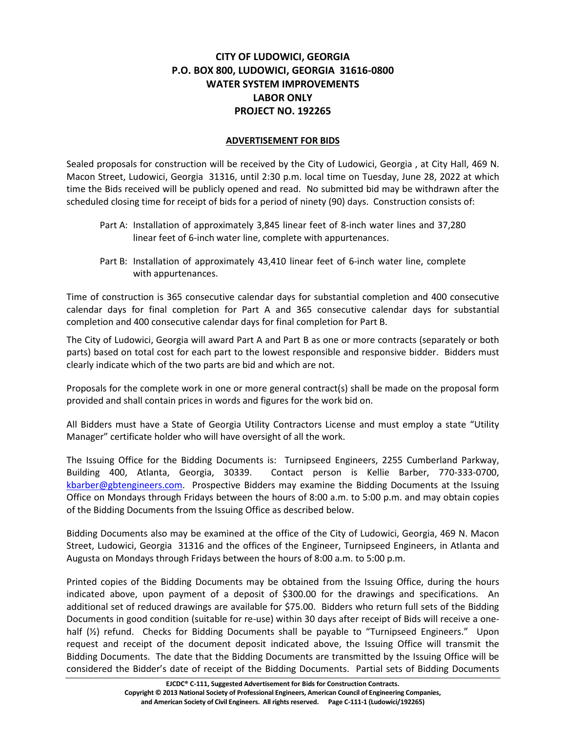# CITY OF LUDOWICI, GEORGIA
# P.O. BOX 800, LUDOWICI, GEORGIA 31616-0800
# WATER SYSTEM IMPROVEMENTS
# LABOR ONLY
# PROJECT NO. 192265

## ADVERTISEMENT FOR BIDS

Sealed proposals for construction will be received by the City of Ludowici, Georgia , at City Hall, 469 N. Macon Street, Ludowici, Georgia 31316, until 2:30 p.m. local time on Tuesday, June 28, 2022 at which time the Bids received will be publicly opened and read. No submitted bid may be withdrawn after the scheduled closing time for receipt of bids for a period of ninety (90) days. Construction consists of:

Part A: Installation of approximately 3,845 linear feet of 8-inch water lines and 37,280 linear feet of 6-inch water line, complete with appurtenances.

Part B: Installation of approximately 43,410 linear feet of 6-inch water line, complete with appurtenances.

Time of construction is 365 consecutive calendar days for substantial completion and 400 consecutive calendar days for final completion for Part A and 365 consecutive calendar days for substantial completion and 400 consecutive calendar days for final completion for Part B.

The City of Ludowici, Georgia will award Part A and Part B as one or more contracts (separately or both parts) based on total cost for each part to the lowest responsible and responsive bidder. Bidders must clearly indicate which of the two parts are bid and which are not.

Proposals for the complete work in one or more general contract(s) shall be made on the proposal form provided and shall contain prices in words and figures for the work bid on.

All Bidders must have a State of Georgia Utility Contractors License and must employ a state "Utility Manager" certificate holder who will have oversight of all the work.

The Issuing Office for the Bidding Documents is: Turnipseed Engineers, 2255 Cumberland Parkway, Building 400, Atlanta, Georgia, 30339. Contact person is Kellie Barber, 770-333-0700, kbarber@gbtengineers.com. Prospective Bidders may examine the Bidding Documents at the Issuing Office on Mondays through Fridays between the hours of 8:00 a.m. to 5:00 p.m. and may obtain copies of the Bidding Documents from the Issuing Office as described below.

Bidding Documents also may be examined at the office of the City of Ludowici, Georgia, 469 N. Macon Street, Ludowici, Georgia 31316 and the offices of the Engineer, Turnipseed Engineers, in Atlanta and Augusta on Mondays through Fridays between the hours of 8:00 a.m. to 5:00 p.m.

Printed copies of the Bidding Documents may be obtained from the Issuing Office, during the hours indicated above, upon payment of a deposit of $300.00 for the drawings and specifications. An additional set of reduced drawings are available for $75.00. Bidders who return full sets of the Bidding Documents in good condition (suitable for re-use) within 30 days after receipt of Bids will receive a one-half (½) refund. Checks for Bidding Documents shall be payable to "Turnipseed Engineers." Upon request and receipt of the document deposit indicated above, the Issuing Office will transmit the Bidding Documents. The date that the Bidding Documents are transmitted by the Issuing Office will be considered the Bidder's date of receipt of the Bidding Documents. Partial sets of Bidding Documents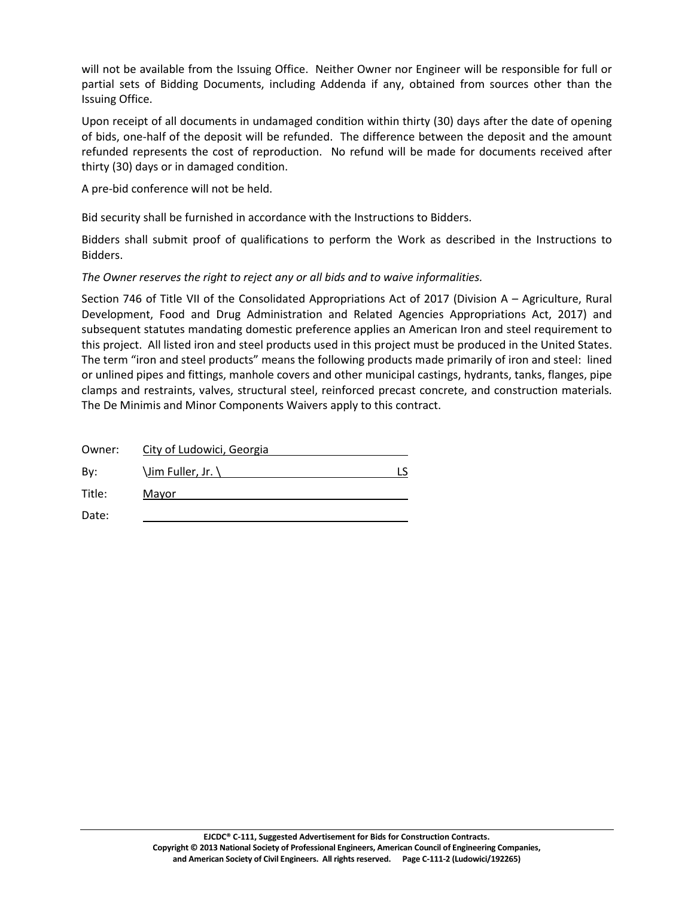will not be available from the Issuing Office. Neither Owner nor Engineer will be responsible for full or partial sets of Bidding Documents, including Addenda if any, obtained from sources other than the Issuing Office.

Upon receipt of all documents in undamaged condition within thirty (30) days after the date of opening of bids, one-half of the deposit will be refunded. The difference between the deposit and the amount refunded represents the cost of reproduction. No refund will be made for documents received after thirty (30) days or in damaged condition.

A pre-bid conference will not be held.

Bid security shall be furnished in accordance with the Instructions to Bidders.

Bidders shall submit proof of qualifications to perform the Work as described in the Instructions to Bidders.

*The Owner reserves the right to reject any or all bids and to waive informalities.*

Section 746 of Title VII of the Consolidated Appropriations Act of 2017 (Division A – Agriculture, Rural Development, Food and Drug Administration and Related Agencies Appropriations Act, 2017) and subsequent statutes mandating domestic preference applies an American Iron and steel requirement to this project. All listed iron and steel products used in this project must be produced in the United States. The term "iron and steel products" means the following products made primarily of iron and steel: lined or unlined pipes and fittings, manhole covers and other municipal castings, hydrants, tanks, flanges, pipe clamps and restraints, valves, structural steel, reinforced precast concrete, and construction materials. The De Minimis and Minor Components Waivers apply to this contract.

| | |
|---|---|
| Owner: | City of Ludowici, Georgia |
| By: | \Jim Fuller, Jr. \ LS |
| Title: | Mayor |
| Date: | |